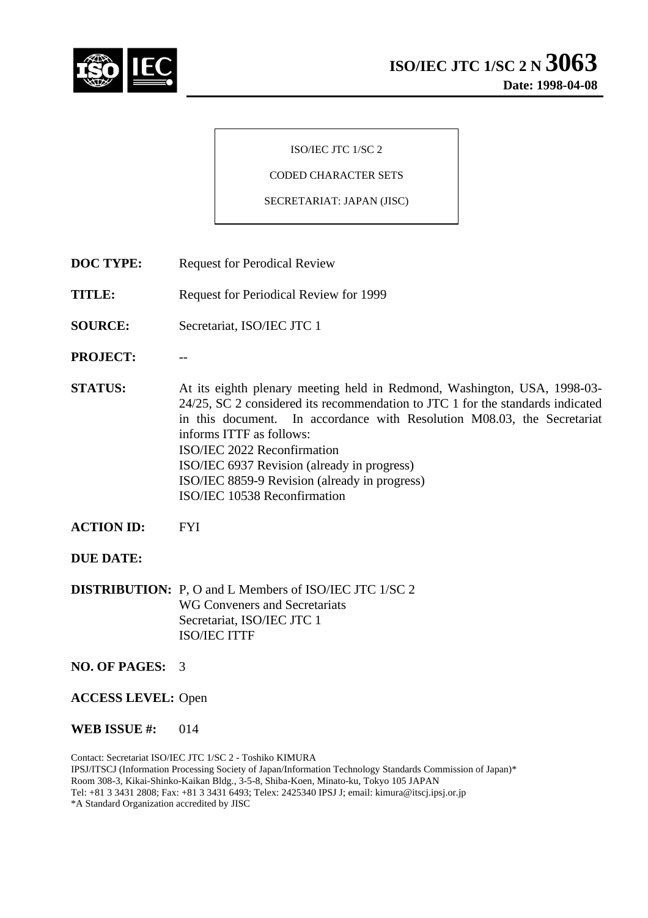# ISO/IEC JTC 1/SC 2 N 3063

**Date: 1998-04-08**

ISO/IEC JTC 1/SC 2

CODED CHARACTER SETS

SECRETARIAT: JAPAN (JISC)

**DOC TYPE:** Request for Perodical Review

**TITLE:** Request for Periodical Review for 1999

**SOURCE:** Secretariat, ISO/IEC JTC 1

**PROJECT:** --

**STATUS:** At its eighth plenary meeting held in Redmond, Washington, USA, 1998-03-24/25, SC 2 considered its recommendation to JTC 1 for the standards indicated in this document. In accordance with Resolution M08.03, the Secretariat informs ITTF as follows:
ISO/IEC 2022 Reconfirmation
ISO/IEC 6937 Revision (already in progress)
ISO/IEC 8859-9 Revision (already in progress)
ISO/IEC 10538 Reconfirmation

**ACTION ID:** FYI

**DUE DATE:**

**DISTRIBUTION:** P, O and L Members of ISO/IEC JTC 1/SC 2
WG Conveners and Secretariats
Secretariat, ISO/IEC JTC 1
ISO/IEC ITTF

**NO. OF PAGES:** 3

**ACCESS LEVEL:** Open

**WEB ISSUE #:** 014

Contact: Secretariat ISO/IEC JTC 1/SC 2 - Toshiko KIMURA
IPSJ/ITSCJ (Information Processing Society of Japan/Information Technology Standards Commission of Japan)*
Room 308-3, Kikai-Shinko-Kaikan Bldg., 3-5-8, Shiba-Koen, Minato-ku, Tokyo 105 JAPAN
Tel: +81 3 3431 2808; Fax: +81 3 3431 6493; Telex: 2425340 IPSJ J; email: kimura@itscj.ipsj.or.jp
*A Standard Organization accredited by JISC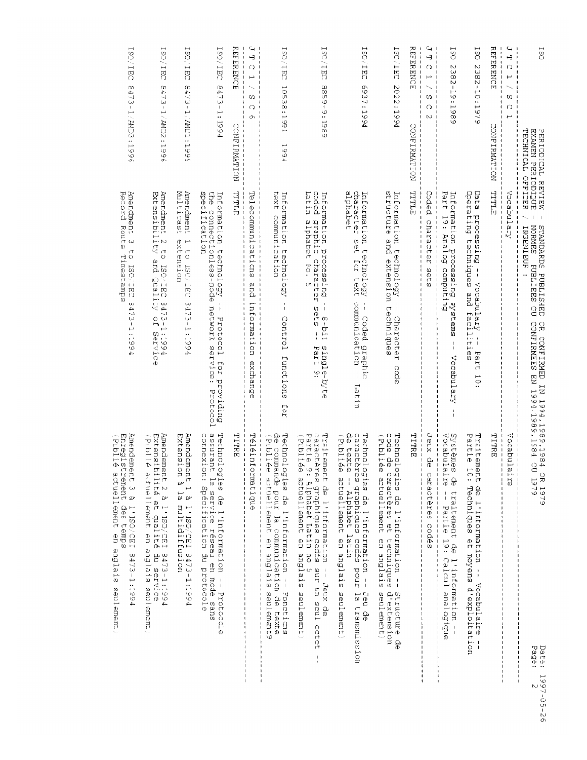ISO

PERIODICAL REVIEW - STANDARDS PUBLISHED OR CONFIRMED IN 1994,1989,1984 OR 1979
EXAMEN PERIODIQUE - NORMES PUBLIEES OU CONFIRMEES EN 1994,1989,1984 OU 1979
TECHNICAL OFFICER / INGENIEUR :

Date: 1997-05-26

## J T C 1 / S C 1 — Vocabulary — Vocabulaire

| REFERENCE | CONFIRMATION | TITLE | TITRE |
|---|---|---|---|
| ISO 2382-10:1979 | | Data processing -- Vocabulary -- Part 10: Operating techniques and facilities | Traitement de l'information -- Vocabulaire -- Partie 10: Techniques et moyens d'exploitation |
| ISO 2382-19:1989 | | Information processing systems -- Vocabulary -- Part 19: Analog computing | Systèmes de traitement de l'information -- Vocabulaire -- Partie 19: Calcul analogique |

## J T C 1 / S C 2 — Coded character sets — Jeux de caractères codés

| REFERENCE | CONFIRMATION | TITLE | TITRE |
|---|---|---|---|
| ISO/IEC 2022:1994 | | Information technology -- Character code structure and extension techniques | Technologies de l'information -- Structure de code de caractères et techniques d'extension (Publiée actuellement en anglais seulement) |
| ISO/IEC 6937:1994 | | Information technology -- Coded graphic character set for text communication -- Latin alphabet | Technologies de l'information -- Jeu de caractères graphiques codés pour la transmission de texte -- Alphabet latin (Publiée actuellement en anglais seulement) |
| ISO/IEC 8859-9:1989 | | Information processing -- 8-bit single-byte coded graphic character sets -- Part 9: Latin alphabet No. 5 | Traitement de l'information -- Jeux de caractères graphiques codés sur un seul octet -- Partie 9: Alphabet latin no 5 (Publiée actuellement en anglais seulement) |
| ISO/IEC 10538:1991 | 1994 | Information technology -- Control functions for text communication | Technologies de l'information -- Fonctions de commande pour la communication de texte (Publiée actuellement en anglais seulement) |

## J T C 1 / S C 6 — Telecommunications and information exchange — Téléinformatique

| REFERENCE | CONFIRMATION | TITLE | TITRE |
|---|---|---|---|
| ISO/IEC 8473-1:1994 | | Information technology -- Protocol for providing the connectionless-mode network service: Protocol specification | Technologies de l'information -- Protocole assurant le service réseau en mode sans connexion: Spécification du protocole |
| ISO/IEC 8473-1/AMD1:1995 | | Amendment 1 to ISO/IEC 8473-1:1994 Multicast extension | Amendement 1 à l'ISO/CEI 8473-1:1994 Extension à la multidiffusion |
| ISO/IEC 8473-1/AMD2:1996 | | Amendment 2 to ISO/IEC 8473-1:1994 Extensibility and Quality of Service | Amendement 2 à l'ISO/CEI 8473-1:1994 Extensibilité et qualité du service (Publié actuellement en anglais seulement) |
| ISO/IEC 8473-1/AMD3:1996 | | Amendment 3 to ISO/IEC 8473-1:1994 Record Route Timestamps | Amendement 3 à l'ISO/CEI 8473-1:1994 Enregistrement des temps (Publié actuellement en anglais seulement) |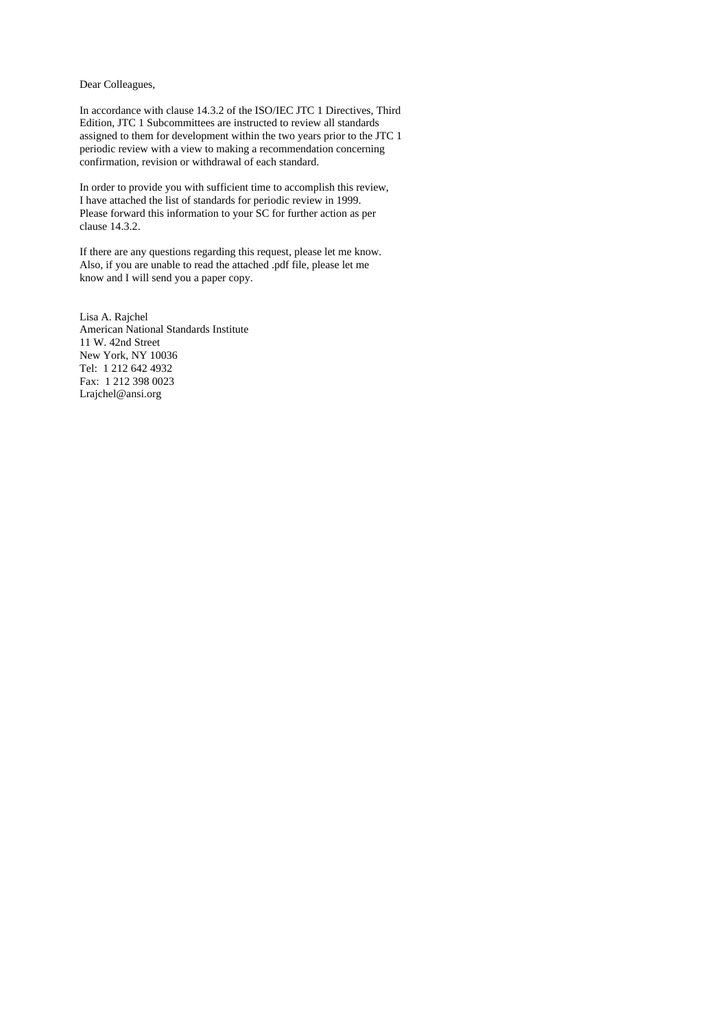Dear Colleagues,

In accordance with clause 14.3.2 of the ISO/IEC JTC 1 Directives, Third Edition, JTC 1 Subcommittees are instructed to review all standards assigned to them for development within the two years prior to the JTC 1 periodic review with a view to making a recommendation concerning confirmation, revision or withdrawal of each standard.

In order to provide you with sufficient time to accomplish this review, I have attached the list of standards for periodic review in 1999. Please forward this information to your SC for further action as per clause 14.3.2.

If there are any questions regarding this request, please let me know. Also, if you are unable to read the attached .pdf file, please let me know and I will send you a paper copy.

Lisa A. Rajchel
American National Standards Institute
11 W. 42nd Street
New York, NY 10036
Tel: 1 212 642 4932
Fax: 1 212 398 0023
Lrajchel@ansi.org